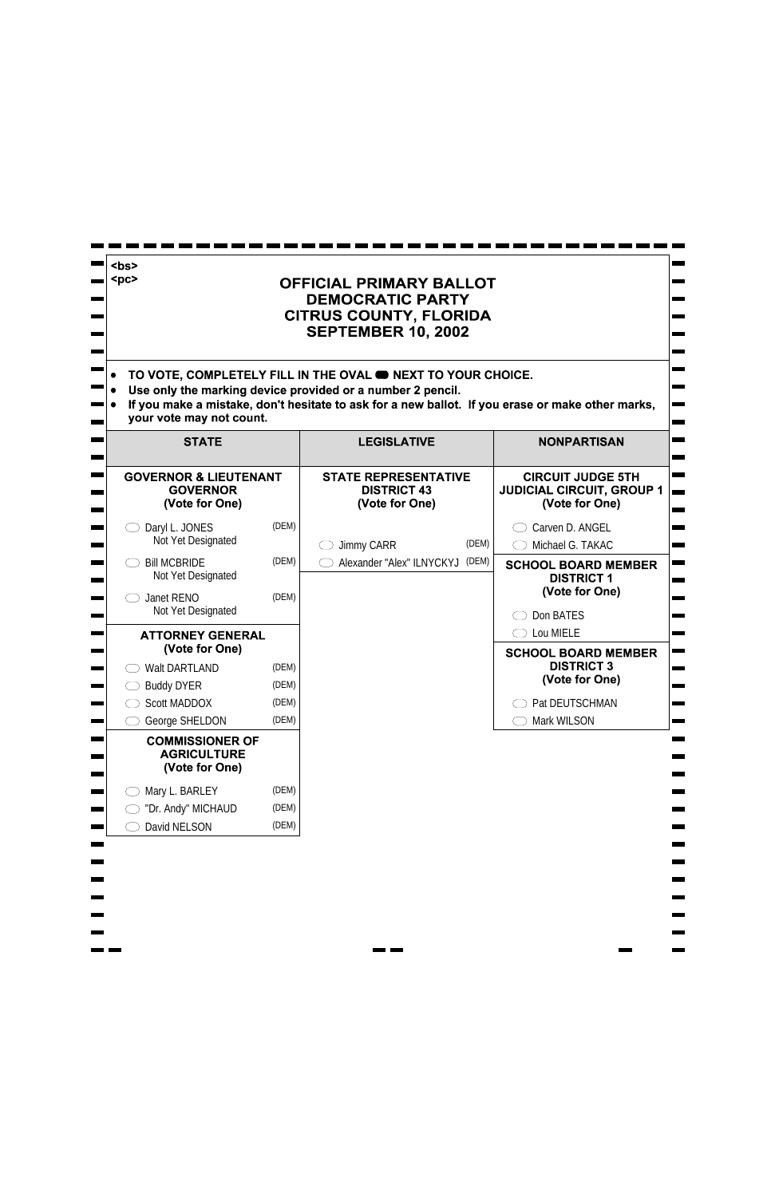<bs>
<pc>

# OFFICIAL PRIMARY BALLOT
# DEMOCRATIC PARTY
# CITRUS COUNTY, FLORIDA
# SEPTEMBER 10, 2002

- **TO VOTE, COMPLETELY FILL IN THE OVAL ⬬ NEXT TO YOUR CHOICE.**
- **Use only the marking device provided or a number 2 pencil.**
- **If you make a mistake, don't hesitate to ask for a new ballot. If you erase or make other marks, your vote may not count.**

## STATE

### GOVERNOR & LIEUTENANT GOVERNOR
**(Vote for One)**

- ⬭ Daryl L. JONES (DEM)
  Not Yet Designated
- ⬭ Bill MCBRIDE (DEM)
  Not Yet Designated
- ⬭ Janet RENO (DEM)
  Not Yet Designated

### ATTORNEY GENERAL
**(Vote for One)**

- ⬭ Walt DARTLAND (DEM)
- ⬭ Buddy DYER (DEM)
- ⬭ Scott MADDOX (DEM)
- ⬭ George SHELDON (DEM)

### COMMISSIONER OF AGRICULTURE
**(Vote for One)**

- ⬭ Mary L. BARLEY (DEM)
- ⬭ "Dr. Andy" MICHAUD (DEM)
- ⬭ David NELSON (DEM)

## LEGISLATIVE

### STATE REPRESENTATIVE DISTRICT 43
**(Vote for One)**

- ⬭ Jimmy CARR (DEM)
- ⬭ Alexander "Alex" ILNYCKYJ (DEM)

## NONPARTISAN

### CIRCUIT JUDGE 5TH JUDICIAL CIRCUIT, GROUP 1
**(Vote for One)**

- ⬭ Carven D. ANGEL
- ⬭ Michael G. TAKAC

### SCHOOL BOARD MEMBER DISTRICT 1
**(Vote for One)**

- ⬭ Don BATES
- ⬭ Lou MIELE

### SCHOOL BOARD MEMBER DISTRICT 3
**(Vote for One)**

- ⬭ Pat DEUTSCHMAN
- ⬭ Mark WILSON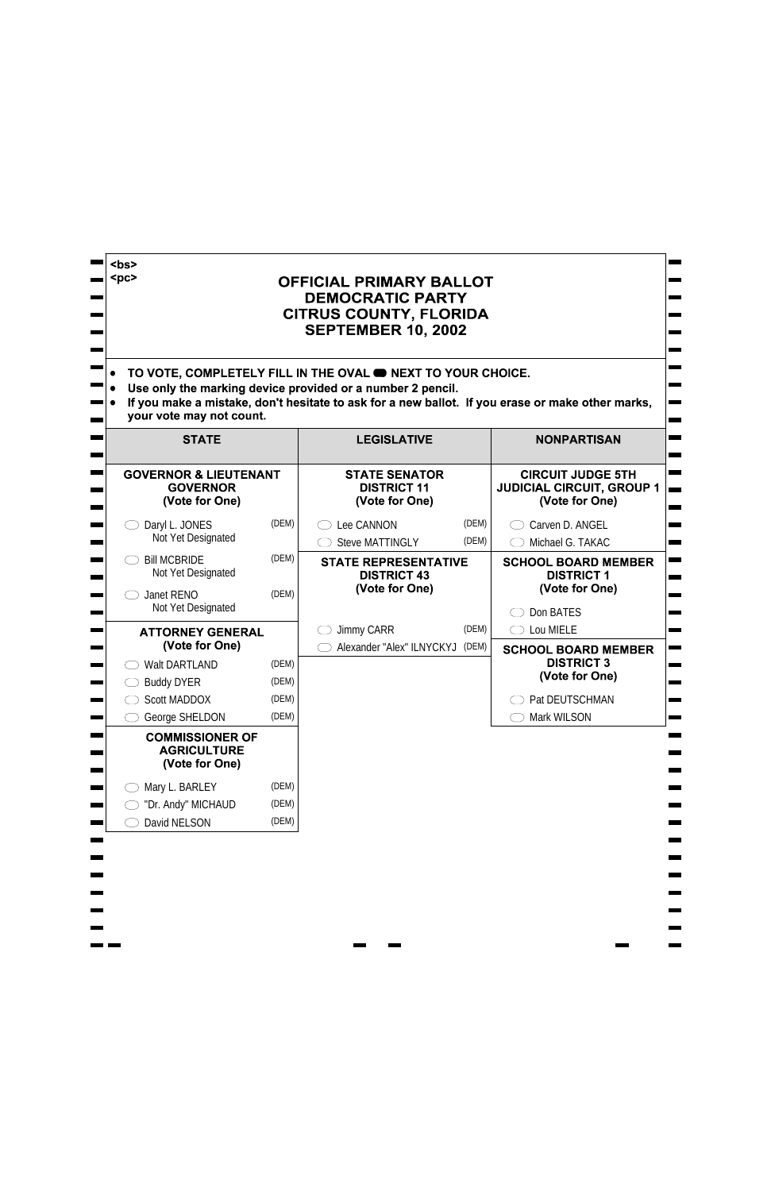<bs>
<pc>

# OFFICIAL PRIMARY BALLOT
# DEMOCRATIC PARTY
# CITRUS COUNTY, FLORIDA
# SEPTEMBER 10, 2002

- **TO VOTE, COMPLETELY FILL IN THE OVAL ⬬ NEXT TO YOUR CHOICE.**
- **Use only the marking device provided or a number 2 pencil.**
- **If you make a mistake, don't hesitate to ask for a new ballot. If you erase or make other marks, your vote may not count.**

## STATE

### GOVERNOR & LIEUTENANT GOVERNOR
**(Vote for One)**

- ⬭ Daryl L. JONES (DEM)
  Not Yet Designated
- ⬭ Bill MCBRIDE (DEM)
  Not Yet Designated
- ⬭ Janet RENO (DEM)
  Not Yet Designated

### ATTORNEY GENERAL
**(Vote for One)**

- ⬭ Walt DARTLAND (DEM)
- ⬭ Buddy DYER (DEM)
- ⬭ Scott MADDOX (DEM)
- ⬭ George SHELDON (DEM)

### COMMISSIONER OF AGRICULTURE
**(Vote for One)**

- ⬭ Mary L. BARLEY (DEM)
- ⬭ "Dr. Andy" MICHAUD (DEM)
- ⬭ David NELSON (DEM)

## LEGISLATIVE

### STATE SENATOR DISTRICT 11
**(Vote for One)**

- ⬭ Lee CANNON (DEM)
- ⬭ Steve MATTINGLY (DEM)

### STATE REPRESENTATIVE DISTRICT 43
**(Vote for One)**

- ⬭ Jimmy CARR (DEM)
- ⬭ Alexander "Alex" ILNYCKYJ (DEM)

## NONPARTISAN

### CIRCUIT JUDGE 5TH JUDICIAL CIRCUIT, GROUP 1
**(Vote for One)**

- ⬭ Carven D. ANGEL
- ⬭ Michael G. TAKAC

### SCHOOL BOARD MEMBER DISTRICT 1
**(Vote for One)**

- ⬭ Don BATES
- ⬭ Lou MIELE

### SCHOOL BOARD MEMBER DISTRICT 3
**(Vote for One)**

- ⬭ Pat DEUTSCHMAN
- ⬭ Mark WILSON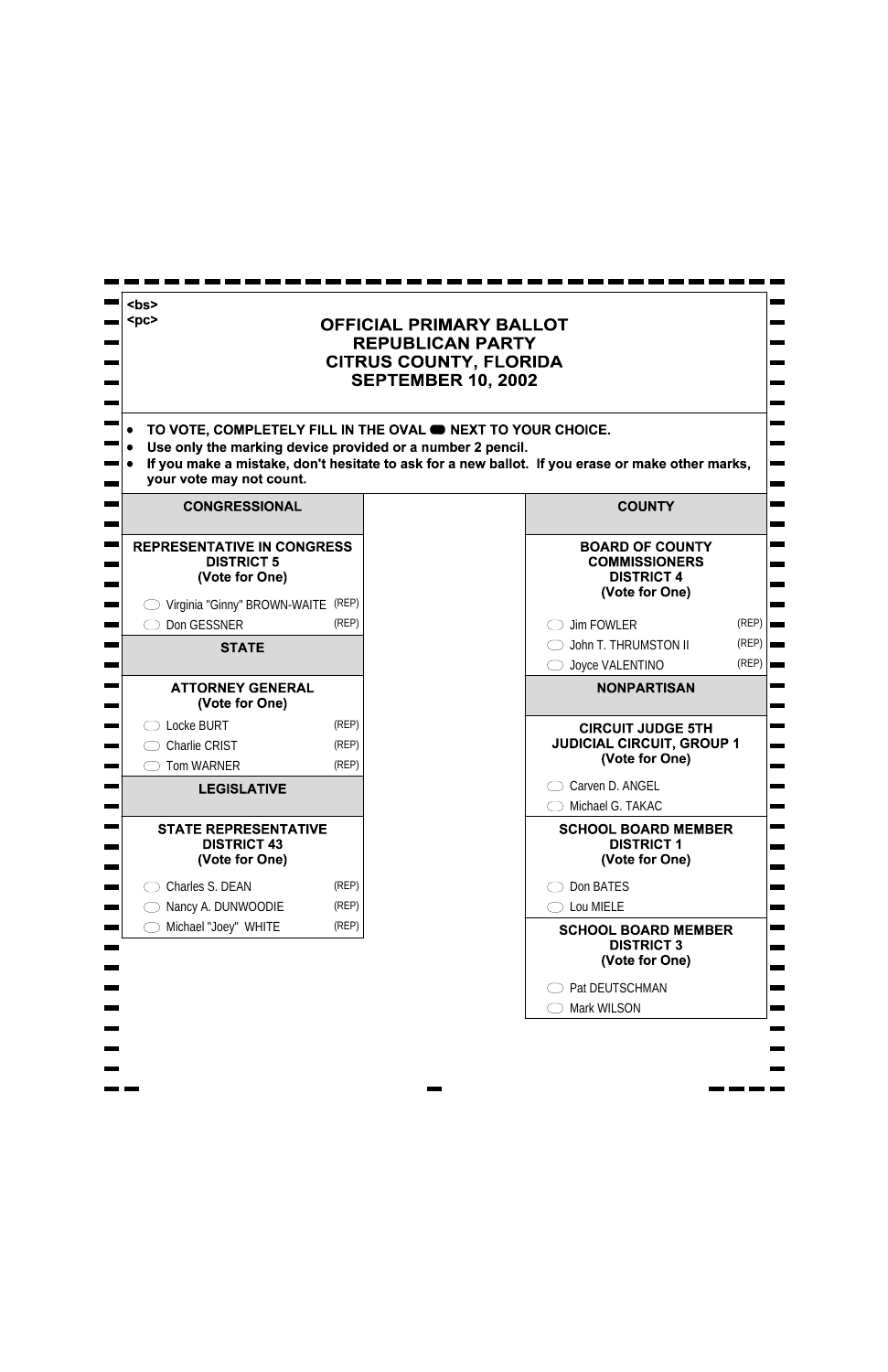<bs>
<pc>

# OFFICIAL PRIMARY BALLOT
# REPUBLICAN PARTY
# CITRUS COUNTY, FLORIDA
# SEPTEMBER 10, 2002

- **TO VOTE, COMPLETELY FILL IN THE OVAL ⬬ NEXT TO YOUR CHOICE.**
- **Use only the marking device provided or a number 2 pencil.**
- **If you make a mistake, don't hesitate to ask for a new ballot. If you erase or make other marks, your vote may not count.**

## CONGRESSIONAL

### REPRESENTATIVE IN CONGRESS DISTRICT 5 (Vote for One)

- ⬭ Virginia "Ginny" BROWN-WAITE (REP)
- ⬭ Don GESSNER (REP)

## STATE

### ATTORNEY GENERAL (Vote for One)

- ⬭ Locke BURT (REP)
- ⬭ Charlie CRIST (REP)
- ⬭ Tom WARNER (REP)

## LEGISLATIVE

### STATE REPRESENTATIVE DISTRICT 43 (Vote for One)

- ⬭ Charles S. DEAN (REP)
- ⬭ Nancy A. DUNWOODIE (REP)
- ⬭ Michael "Joey" WHITE (REP)

## COUNTY

### BOARD OF COUNTY COMMISSIONERS DISTRICT 4 (Vote for One)

- ⬭ Jim FOWLER (REP)
- ⬭ John T. THRUMSTON II (REP)
- ⬭ Joyce VALENTINO (REP)

## NONPARTISAN

### CIRCUIT JUDGE 5TH JUDICIAL CIRCUIT, GROUP 1 (Vote for One)

- ⬭ Carven D. ANGEL
- ⬭ Michael G. TAKAC

### SCHOOL BOARD MEMBER DISTRICT 1 (Vote for One)

- ⬭ Don BATES
- ⬭ Lou MIELE

### SCHOOL BOARD MEMBER DISTRICT 3 (Vote for One)

- ⬭ Pat DEUTSCHMAN
- ⬭ Mark WILSON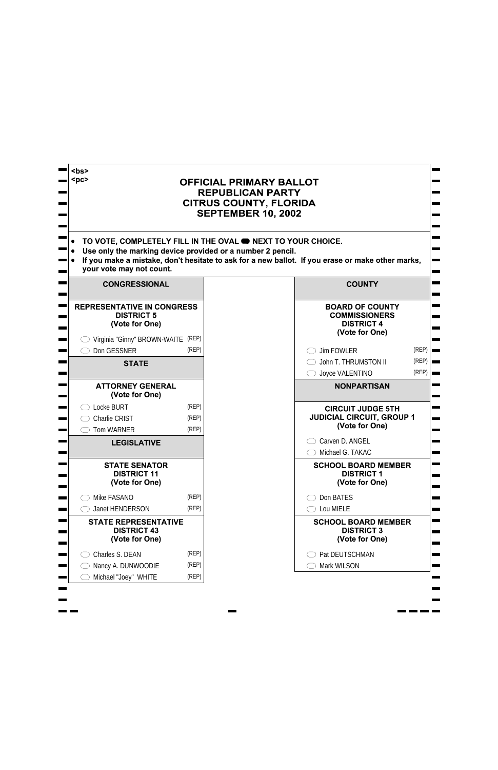<bs>
<pc>

# OFFICIAL PRIMARY BALLOT
# REPUBLICAN PARTY
# CITRUS COUNTY, FLORIDA
# SEPTEMBER 10, 2002

- **TO VOTE, COMPLETELY FILL IN THE OVAL ⬬ NEXT TO YOUR CHOICE.**
- **Use only the marking device provided or a number 2 pencil.**
- **If you make a mistake, don't hesitate to ask for a new ballot. If you erase or make other marks, your vote may not count.**

## CONGRESSIONAL

### REPRESENTATIVE IN CONGRESS DISTRICT 5 (Vote for One)

- ⬭ Virginia "Ginny" BROWN-WAITE (REP)
- ⬭ Don GESSNER (REP)

## STATE

### ATTORNEY GENERAL (Vote for One)

- ⬭ Locke BURT (REP)
- ⬭ Charlie CRIST (REP)
- ⬭ Tom WARNER (REP)

## LEGISLATIVE

### STATE SENATOR DISTRICT 11 (Vote for One)

- ⬭ Mike FASANO (REP)
- ⬭ Janet HENDERSON (REP)

### STATE REPRESENTATIVE DISTRICT 43 (Vote for One)

- ⬭ Charles S. DEAN (REP)
- ⬭ Nancy A. DUNWOODIE (REP)
- ⬭ Michael "Joey" WHITE (REP)

## COUNTY

### BOARD OF COUNTY COMMISSIONERS DISTRICT 4 (Vote for One)

- ⬭ Jim FOWLER (REP)
- ⬭ John T. THRUMSTON II (REP)
- ⬭ Joyce VALENTINO (REP)

## NONPARTISAN

### CIRCUIT JUDGE 5TH JUDICIAL CIRCUIT, GROUP 1 (Vote for One)

- ⬭ Carven D. ANGEL
- ⬭ Michael G. TAKAC

### SCHOOL BOARD MEMBER DISTRICT 1 (Vote for One)

- ⬭ Don BATES
- ⬭ Lou MIELE

### SCHOOL BOARD MEMBER DISTRICT 3 (Vote for One)

- ⬭ Pat DEUTSCHMAN
- ⬭ Mark WILSON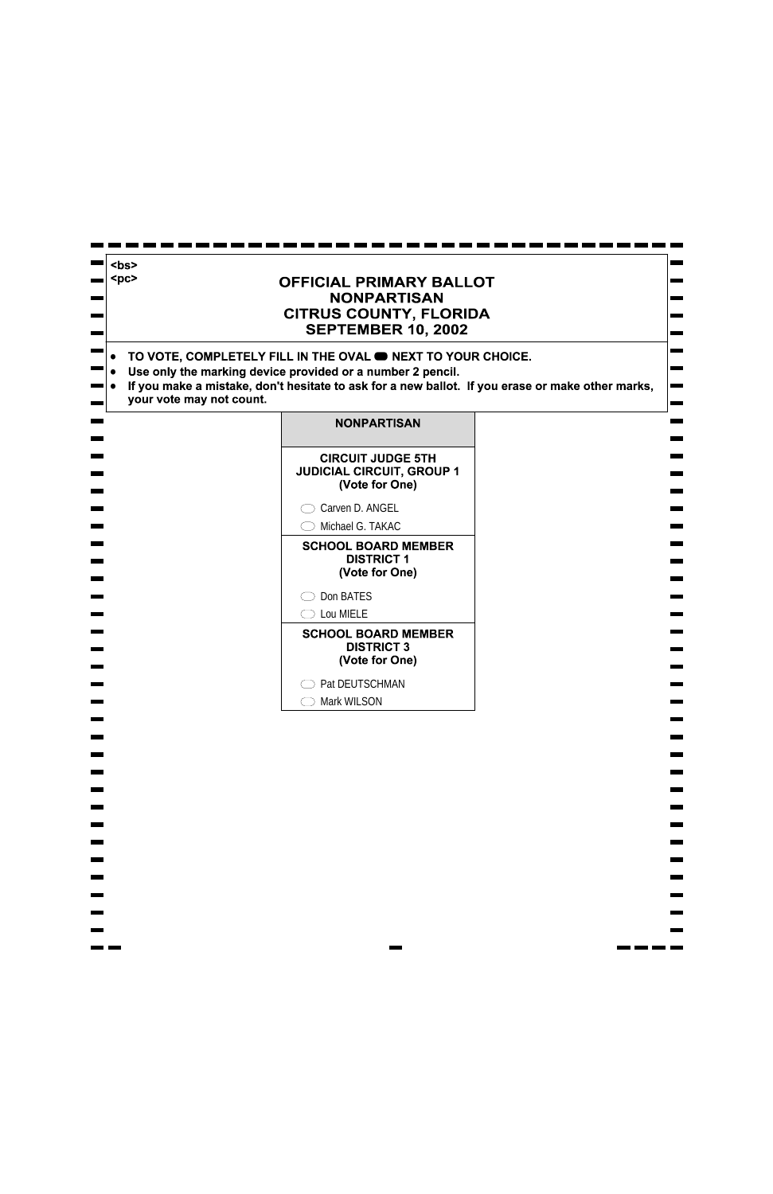<bs>
<pc>

# OFFICIAL PRIMARY BALLOT
# NONPARTISAN
# CITRUS COUNTY, FLORIDA
# SEPTEMBER 10, 2002

- **TO VOTE, COMPLETELY FILL IN THE OVAL ⬬ NEXT TO YOUR CHOICE.**
- **Use only the marking device provided or a number 2 pencil.**
- **If you make a mistake, don't hesitate to ask for a new ballot. If you erase or make other marks, your vote may not count.**

## NONPARTISAN

### CIRCUIT JUDGE 5TH JUDICIAL CIRCUIT, GROUP 1
**(Vote for One)**

- ⬭ Carven D. ANGEL
- ⬭ Michael G. TAKAC

### SCHOOL BOARD MEMBER DISTRICT 1
**(Vote for One)**

- ⬭ Don BATES
- ⬭ Lou MIELE

### SCHOOL BOARD MEMBER DISTRICT 3
**(Vote for One)**

- ⬭ Pat DEUTSCHMAN
- ⬭ Mark WILSON